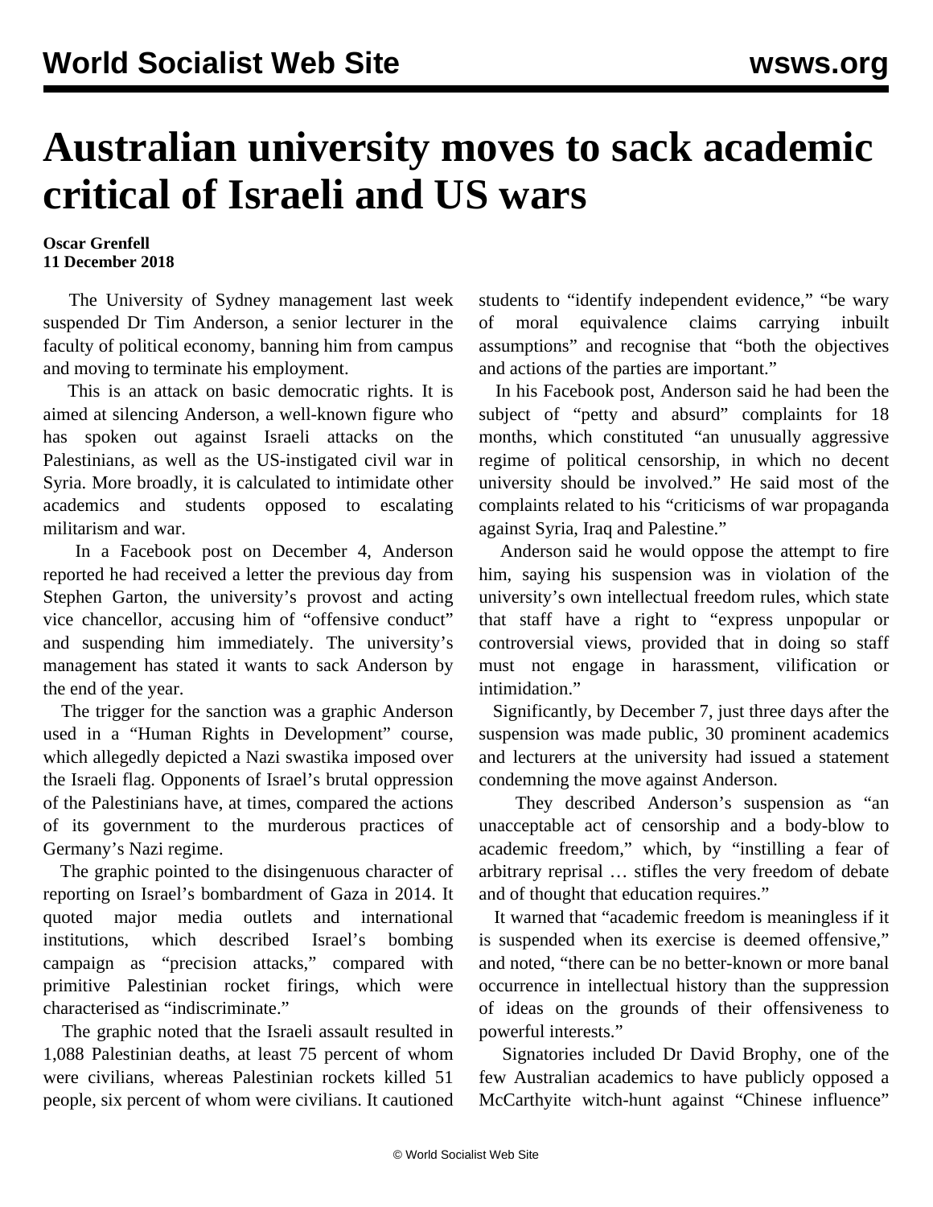# Australian university moves to sack academic critical of Israeli and US wars

**Oscar Grenfell**
**11 December 2018**

The University of Sydney management last week suspended Dr Tim Anderson, a senior lecturer in the faculty of political economy, banning him from campus and moving to terminate his employment.

This is an attack on basic democratic rights. It is aimed at silencing Anderson, a well-known figure who has spoken out against Israeli attacks on the Palestinians, as well as the US-instigated civil war in Syria. More broadly, it is calculated to intimidate other academics and students opposed to escalating militarism and war.

In a Facebook post on December 4, Anderson reported he had received a letter the previous day from Stephen Garton, the university's provost and acting vice chancellor, accusing him of "offensive conduct" and suspending him immediately. The university's management has stated it wants to sack Anderson by the end of the year.

The trigger for the sanction was a graphic Anderson used in a "Human Rights in Development" course, which allegedly depicted a Nazi swastika imposed over the Israeli flag. Opponents of Israel's brutal oppression of the Palestinians have, at times, compared the actions of its government to the murderous practices of Germany's Nazi regime.

The graphic pointed to the disingenuous character of reporting on Israel's bombardment of Gaza in 2014. It quoted major media outlets and international institutions, which described Israel's bombing campaign as "precision attacks," compared with primitive Palestinian rocket firings, which were characterised as "indiscriminate."

The graphic noted that the Israeli assault resulted in 1,088 Palestinian deaths, at least 75 percent of whom were civilians, whereas Palestinian rockets killed 51 people, six percent of whom were civilians. It cautioned students to "identify independent evidence," "be wary of moral equivalence claims carrying inbuilt assumptions" and recognise that "both the objectives and actions of the parties are important."

In his Facebook post, Anderson said he had been the subject of "petty and absurd" complaints for 18 months, which constituted "an unusually aggressive regime of political censorship, in which no decent university should be involved." He said most of the complaints related to his "criticisms of war propaganda against Syria, Iraq and Palestine."

Anderson said he would oppose the attempt to fire him, saying his suspension was in violation of the university's own intellectual freedom rules, which state that staff have a right to "express unpopular or controversial views, provided that in doing so staff must not engage in harassment, vilification or intimidation."

Significantly, by December 7, just three days after the suspension was made public, 30 prominent academics and lecturers at the university had issued a statement condemning the move against Anderson.

They described Anderson's suspension as "an unacceptable act of censorship and a body-blow to academic freedom," which, by "instilling a fear of arbitrary reprisal … stifles the very freedom of debate and of thought that education requires."

It warned that "academic freedom is meaningless if it is suspended when its exercise is deemed offensive," and noted, "there can be no better-known or more banal occurrence in intellectual history than the suppression of ideas on the grounds of their offensiveness to powerful interests."

Signatories included Dr David Brophy, one of the few Australian academics to have publicly opposed a McCarthyite witch-hunt against "Chinese influence"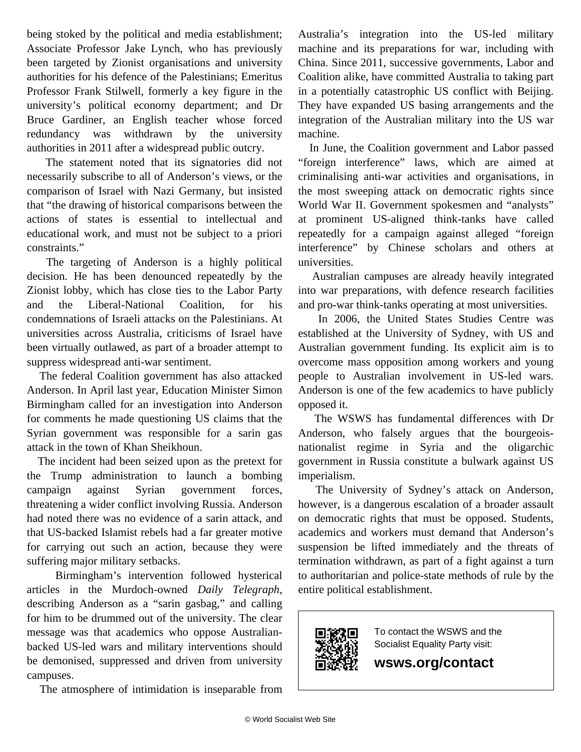being stoked by the political and media establishment; Associate Professor Jake Lynch, who has previously been targeted by Zionist organisations and university authorities for his defence of the Palestinians; Emeritus Professor Frank Stilwell, formerly a key figure in the university's political economy department; and Dr Bruce Gardiner, an English teacher whose forced redundancy was withdrawn by the university authorities in 2011 after a widespread public outcry.

The statement noted that its signatories did not necessarily subscribe to all of Anderson's views, or the comparison of Israel with Nazi Germany, but insisted that "the drawing of historical comparisons between the actions of states is essential to intellectual and educational work, and must not be subject to a priori constraints."

The targeting of Anderson is a highly political decision. He has been denounced repeatedly by the Zionist lobby, which has close ties to the Labor Party and the Liberal-National Coalition, for his condemnations of Israeli attacks on the Palestinians. At universities across Australia, criticisms of Israel have been virtually outlawed, as part of a broader attempt to suppress widespread anti-war sentiment.

The federal Coalition government has also attacked Anderson. In April last year, Education Minister Simon Birmingham called for an investigation into Anderson for comments he made questioning US claims that the Syrian government was responsible for a sarin gas attack in the town of Khan Sheikhoun.

The incident had been seized upon as the pretext for the Trump administration to launch a bombing campaign against Syrian government forces, threatening a wider conflict involving Russia. Anderson had noted there was no evidence of a sarin attack, and that US-backed Islamist rebels had a far greater motive for carrying out such an action, because they were suffering major military setbacks.

Birmingham's intervention followed hysterical articles in the Murdoch-owned *Daily Telegraph*, describing Anderson as a "sarin gasbag," and calling for him to be drummed out of the university. The clear message was that academics who oppose Australian-backed US-led wars and military interventions should be demonised, suppressed and driven from university campuses.

The atmosphere of intimidation is inseparable from Australia's integration into the US-led military machine and its preparations for war, including with China. Since 2011, successive governments, Labor and Coalition alike, have committed Australia to taking part in a potentially catastrophic US conflict with Beijing. They have expanded US basing arrangements and the integration of the Australian military into the US war machine.

In June, the Coalition government and Labor passed "foreign interference" laws, which are aimed at criminalising anti-war activities and organisations, in the most sweeping attack on democratic rights since World War II. Government spokesmen and "analysts" at prominent US-aligned think-tanks have called repeatedly for a campaign against alleged "foreign interference" by Chinese scholars and others at universities.

Australian campuses are already heavily integrated into war preparations, with defence research facilities and pro-war think-tanks operating at most universities.

In 2006, the United States Studies Centre was established at the University of Sydney, with US and Australian government funding. Its explicit aim is to overcome mass opposition among workers and young people to Australian involvement in US-led wars. Anderson is one of the few academics to have publicly opposed it.

The WSWS has fundamental differences with Dr Anderson, who falsely argues that the bourgeois-nationalist regime in Syria and the oligarchic government in Russia constitute a bulwark against US imperialism.

The University of Sydney's attack on Anderson, however, is a dangerous escalation of a broader assault on democratic rights that must be opposed. Students, academics and workers must demand that Anderson's suspension be lifted immediately and the threats of termination withdrawn, as part of a fight against a turn to authoritarian and police-state methods of rule by the entire political establishment.

To contact the WSWS and the Socialist Equality Party visit:

**wsws.org/contact**